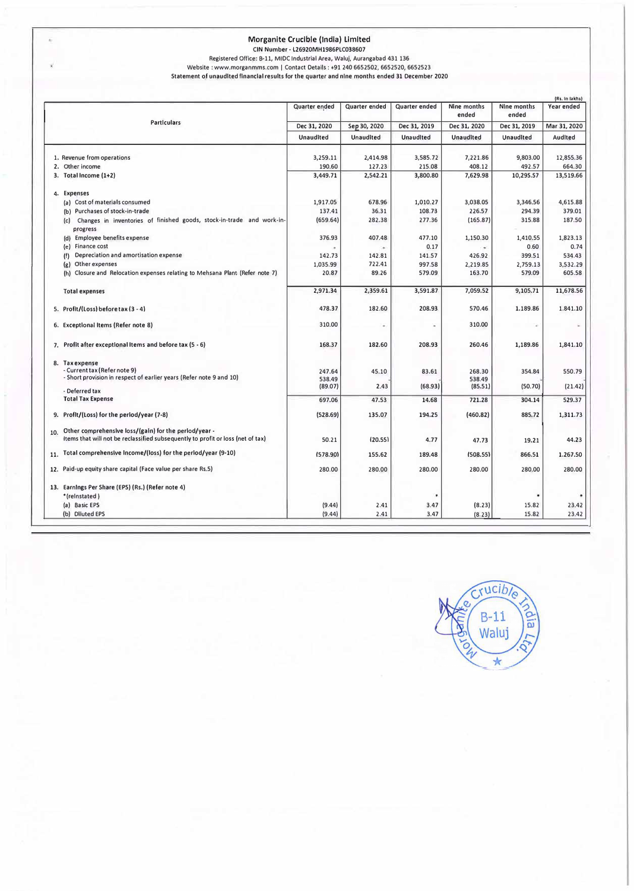# Morganite Crucible (India) Limited

**CIN Number - L26920MH1986PLC038607**

Registered Office: B-11, MIDC Industrial Area, Waluj, Aurangabad 431 136

Website : www.morganmms.com | Contact Details : +91 240 6652502, 6652520, 6652523

**Statement of unaudited financial results for the quarter and nine months ended 31 December 2020**

(Rs. in lakhs)

| Particulars | Quarter ended | Quarter ended | Quarter ended | Nine months ended | Nine months ended | Year ended |
|---|---|---|---|---|---|---|
| | Dec 31, 2020 | Sep 30, 2020 | Dec 31, 2019 | Dec 31, 2020 | Dec 31, 2019 | Mar 31, 2020 |
| | Unaudited | Unaudited | Unaudited | Unaudited | Unaudited | Audited |
| 1. Revenue from operations | 3,259.11 | 2,414.98 | 3,585.72 | 7,221.86 | 9,803.00 | 12,855.36 |
| 2. Other income | 190.60 | 127.23 | 215.08 | 408.12 | 492.57 | 664.30 |
| **3. Total Income (1+2)** | 3,449.71 | 2,542.21 | 3,800.80 | 7,629.98 | 10,295.57 | 13,519.66 |
| **4. Expenses** | | | | | | |
| (a) Cost of materials consumed | 1,917.05 | 678.96 | 1,010.27 | 3,038.05 | 3,346.56 | 4,615.88 |
| (b) Purchases of stock-in-trade | 137.41 | 36.31 | 108.73 | 226.57 | 294.39 | 379.01 |
| (c) Changes in inventories of finished goods, stock-in-trade and work-in-progress | (659.64) | 282.38 | 277.36 | (165.87) | 315.88 | 187.50 |
| (d) Employee benefits expense | 376.93 | 407.48 | 477.10 | 1,150.30 | 1,410.55 | 1,823.13 |
| (e) Finance cost | - | - | 0.17 | - | 0.60 | 0.74 |
| (f) Depreciation and amortisation expense | 142.73 | 142.81 | 141.57 | 426.92 | 399.51 | 534.43 |
| (g) Other expenses | 1,035.99 | 722.41 | 997.58 | 2,219.85 | 2,759.13 | 3,532.29 |
| (h) Closure and Relocation expenses relating to Mehsana Plant (Refer note 7) | 20.87 | 89.26 | 579.09 | 163.70 | 579.09 | 605.58 |
| **Total expenses** | 2,971.34 | 2,359.61 | 3,591.87 | 7,059.52 | 9,105.71 | 11,678.56 |
| **5. Profit/(Loss) before tax (3 - 4)** | 478.37 | 182.60 | 208.93 | 570.46 | 1,189.86 | 1,841.10 |
| **6. Exceptional Items (Refer note 8)** | 310.00 | - | - | 310.00 | - | - |
| **7. Profit after exceptional items and before tax (5 - 6)** | 168.37 | 182.60 | 208.93 | 260.46 | 1,189.86 | 1,841.10 |
| **8. Tax expense** | | | | | | |
| - Current tax (Refer note 9) | 247.64 | 45.10 | 83.61 | 268.30 | 354.84 | 550.79 |
| - Short provision in respect of earlier years (Refer note 9 and 10) | 538.49 | - | - | 538.49 | - | - |
| - Deferred tax | (89.07) | 2.43 | (68.93) | (85.51) | (50.70) | (21.42) |
| **Total Tax Expense** | 697.06 | 47.53 | 14.68 | 721.28 | 304.14 | 529.37 |
| **9. Profit/(Loss) for the period/year (7-8)** | (528.69) | 135.07 | 194.25 | (460.82) | 885.72 | 1,311.73 |
| **10. Other comprehensive loss/(gain) for the period/year -** Items that will not be reclassified subsequently to profit or loss (net of tax) | 50.21 | (20.55) | 4.77 | 47.73 | 19.21 | 44.23 |
| **11. Total comprehensive income/(loss) for the period/year (9-10)** | (578.90) | 155.62 | 189.48 | (508.55) | 866.51 | 1,267.50 |
| **12. Paid-up equity share capital (Face value per share Rs.5)** | 280.00 | 280.00 | 280.00 | 280.00 | 280.00 | 280.00 |
| **13. Earnings Per Share (EPS) (Rs.) (Refer note 4)** *(reinstated) | | | * | | * | * |
| (a) Basic EPS | (9.44) | 2.41 | 3.47 | (8.23) | 15.82 | 23.42 |
| (b) Diluted EPS | (9.44) | 2.41 | 3.47 | (8.23) | 15.82 | 23.42 |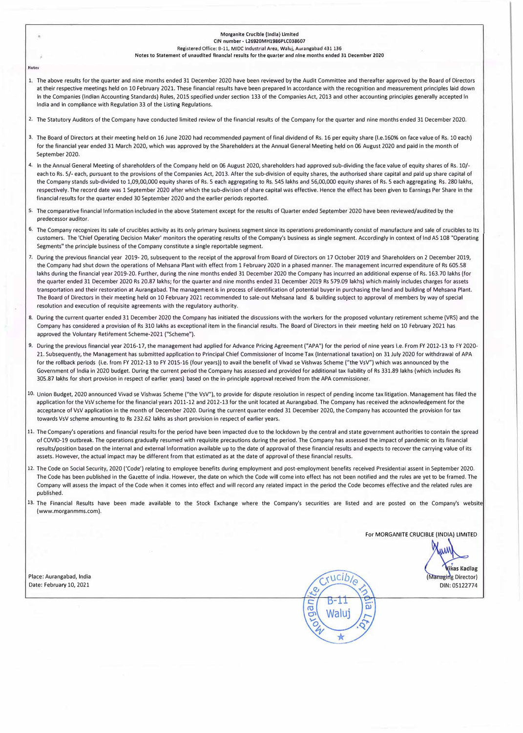**Morganite Crucible (India) Limited**
**CIN number - L26920MH1986PLC038607**
Registered Office: B-11, MIDC Industrial Area, Waluj, Aurangabad 431 136
**Notes to Statement of unaudited financial results for the quarter and nine months ended 31 December 2020**

**Notes**

1. The above results for the quarter and nine months ended 31 December 2020 have been reviewed by the Audit Committee and thereafter approved by the Board of Directors at their respective meetings held on 10 February 2021. These financial results have been prepared in accordance with the recognition and measurement principles laid down in the Companies (Indian Accounting Standards) Rules, 2015 specified under section 133 of the Companies Act, 2013 and other accounting principles generally accepted in India and in compliance with Regulation 33 of the Listing Regulations.

2. The Statutory Auditors of the Company have conducted limited review of the financial results of the Company for the quarter and nine months ended 31 December 2020.

3. The Board of Directors at their meeting held on 16 June 2020 had recommended payment of final dividend of Rs. 16 per equity share (I.e.160% on face value of Rs. 10 each) for the financial year ended 31 March 2020, which was approved by the Shareholders at the Annual General Meeting held on 06 August 2020 and paid in the month of September 2020.

4. In the Annual General Meeting of shareholders of the Company held on 06 August 2020, shareholders had approved sub-dividing the face value of equity shares of Rs. 10/- each to Rs. 5/- each, pursuant to the provisions of the Companies Act, 2013. After the sub-division of equity shares, the authorised share capital and paid up share capital of the Company stands sub-divided to 1,09,00,000 equity shares of Rs. 5 each aggregating to Rs. 545 lakhs and 56,00,000 equity shares of Rs. 5 each aggregating Rs. 280 lakhs, respectively. The record date was 1 September 2020 after which the sub-division of share capital was effective. Hence the effect has been given to Earnings Per Share in the financial results for the quarter ended 30 September 2020 and the earlier periods reported.

5. The comparative financial Information included in the above Statement except for the results of Quarter ended September 2020 have been reviewed/audited by the predecessor auditor.

6. The Company recognizes its sale of crucibles activity as its only primary business segment since its operations predominantly consist of manufacture and sale of crucibles to its customers. The 'Chief Operating Decision Maker' monitors the operating results of the Company's business as single segment. Accordingly in context of Ind AS 108 "Operating Segments" the principle business of the Company constitute a single reportable segment.

7. During the previous financial year 2019- 20, subsequent to the receipt of the approval from Board of Directors on 17 October 2019 and Shareholders on 2 December 2019, the Company had shut down the operations of Mehsana Plant with effect from 1 February 2020 in a phased manner. The management incurred expenditure of Rs 605.58 lakhs during the financial year 2019-20. Further, during the nine months ended 31 December 2020 the Company has incurred an additional expense of Rs. 163.70 lakhs (for the quarter ended 31 December 2020 Rs 20.87 lakhs; for the quarter and nine months ended 31 December 2019 Rs 579.09 lakhs) which mainly includes charges for assets transportation and their restoration at Aurangabad. The management is in process of identification of potential buyer in purchasing the land and building of Mehsana Plant. The Board of Directors in their meeting held on 10 February 2021 recommended to sale-out Mehsana land & building subject to approval of members by way of special resolution and execution of requisite agreements with the regulatory authority.

8. During the current quarter ended 31 December 2020 the Company has initiated the discussions with the workers for the proposed voluntary retirement scheme (VRS) and the Company has considered a provision of Rs 310 lakhs as exceptional item in the financial results. The Board of Directors in their meeting held on 10 February 2021 has approved the Voluntary Retirement Scheme-2021 ("Scheme").

9. During the previous financial year 2016-17, the management had applied for Advance Pricing Agreement ("APA") for the period of nine years i.e. From FY 2012-13 to FY 2020-21. Subsequently, the Management has submitted application to Principal Chief Commissioner of Income Tax (International taxation) on 31 July 2020 for withdrawal of APA for the rollback periods (i.e. from FY 2012-13 to FY 2015-16 (four years)) to avail the benefit of Vivad se Vishwas Scheme ("the VsV") which was announced by the Government of India in 2020 budget. During the current period the Company has assessed and provided for additional tax liability of Rs 331.89 lakhs (which includes Rs 305.87 lakhs for short provision in respect of earlier years) based on the in-principle approval received from the APA commissioner.

10. Union Budget, 2020 announced Vivad se Vishwas Scheme ("the VsV"), to provide for dispute resolution in respect of pending income tax litigation. Management has filed the application for the VsV scheme for the financial years 2011-12 and 2012-13 for the unit located at Aurangabad. The Company has received the acknowledgement for the acceptance of VsV application in the month of December 2020. During the current quarter ended 31 December 2020, the Company has accounted the provision for tax towards VsV scheme amounting to Rs 232.62 lakhs as short provision in respect of earlier years.

11. The Company's operations and financial results for the period have been impacted due to the lockdown by the central and state government authorities to contain the spread of COVID-19 outbreak. The operations gradually resumed with requisite precautions during the period. The Company has assessed the impact of pandemic on its financial results/position based on the internal and external Information available up to the date of approval of these financial results and expects to recover the carrying value of its assets. However, the actual impact may be different from that estimated as at the date of approval of these financial results.

12. The Code on Social Security, 2020 ('Code') relating to employee benefits during employment and post-employment benefits received Presidential assent in September 2020. The Code has been published in the Gazette of india. However, the date on which the Code will come into effect has not been notified and the rules are yet to be framed. The Company will assess the impact of the Code when it comes into effect and will record any related impact in the period the Code becomes effective and the related rules are published.

13. The Financial Results have been made available to the Stock Exchange where the Company's securities are listed and are posted on the Company's website (www.morganmms.com).

For MORGANITE CRUCIBLE (INDIA) LIMITED

Vikas Kadlag
(Managing Director)
DIN: 05122774

Place: Aurangabad, India
Date: February 10, 2021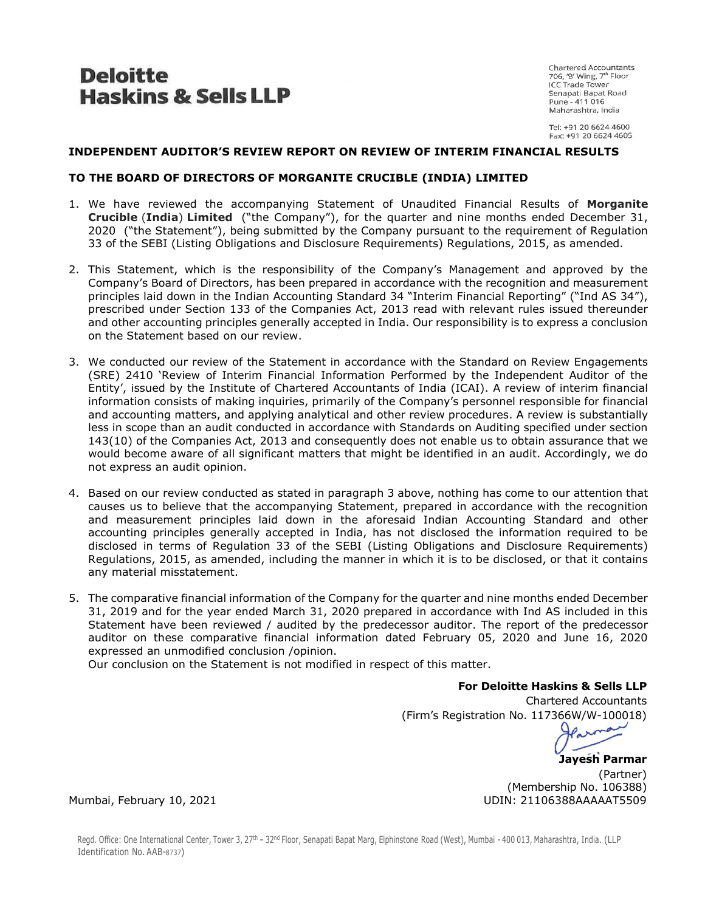**Deloitte Haskins & Sells LLP**

Chartered Accountants
706, 'B' Wing, 7th Floor
ICC Trade Tower
Senapati Bapat Road
Pune - 411 016
Maharashtra, India

Tel: +91 20 6624 4600
Fax: +91 20 6624 4605

## INDEPENDENT AUDITOR'S REVIEW REPORT ON REVIEW OF INTERIM FINANCIAL RESULTS

## TO THE BOARD OF DIRECTORS OF MORGANITE CRUCIBLE (INDIA) LIMITED

1. We have reviewed the accompanying Statement of Unaudited Financial Results of **Morganite Crucible** (**India**) **Limited** ("the Company"), for the quarter and nine months ended December 31, 2020 ("the Statement"), being submitted by the Company pursuant to the requirement of Regulation 33 of the SEBI (Listing Obligations and Disclosure Requirements) Regulations, 2015, as amended.

2. This Statement, which is the responsibility of the Company's Management and approved by the Company's Board of Directors, has been prepared in accordance with the recognition and measurement principles laid down in the Indian Accounting Standard 34 "Interim Financial Reporting" ("Ind AS 34"), prescribed under Section 133 of the Companies Act, 2013 read with relevant rules issued thereunder and other accounting principles generally accepted in India. Our responsibility is to express a conclusion on the Statement based on our review.

3. We conducted our review of the Statement in accordance with the Standard on Review Engagements (SRE) 2410 'Review of Interim Financial Information Performed by the Independent Auditor of the Entity', issued by the Institute of Chartered Accountants of India (ICAI). A review of interim financial information consists of making inquiries, primarily of the Company's personnel responsible for financial and accounting matters, and applying analytical and other review procedures. A review is substantially less in scope than an audit conducted in accordance with Standards on Auditing specified under section 143(10) of the Companies Act, 2013 and consequently does not enable us to obtain assurance that we would become aware of all significant matters that might be identified in an audit. Accordingly, we do not express an audit opinion.

4. Based on our review conducted as stated in paragraph 3 above, nothing has come to our attention that causes us to believe that the accompanying Statement, prepared in accordance with the recognition and measurement principles laid down in the aforesaid Indian Accounting Standard and other accounting principles generally accepted in India, has not disclosed the information required to be disclosed in terms of Regulation 33 of the SEBI (Listing Obligations and Disclosure Requirements) Regulations, 2015, as amended, including the manner in which it is to be disclosed, or that it contains any material misstatement.

5. The comparative financial information of the Company for the quarter and nine months ended December 31, 2019 and for the year ended March 31, 2020 prepared in accordance with Ind AS included in this Statement have been reviewed / audited by the predecessor auditor. The report of the predecessor auditor on these comparative financial information dated February 05, 2020 and June 16, 2020 expressed an unmodified conclusion /opinion.
Our conclusion on the Statement is not modified in respect of this matter.

**For Deloitte Haskins & Sells LLP**
Chartered Accountants
(Firm's Registration No. 117366W/W-100018)

**Jayesh Parmar**
(Partner)
(Membership No. 106388)
UDIN: 21106388AAAAAT5509

Mumbai, February 10, 2021

Regd. Office: One International Center, Tower 3, 27th – 32nd Floor, Senapati Bapat Marg, Elphinstone Road (West), Mumbai - 400 013, Maharashtra, India. (LLP Identification No. AAB-8737)